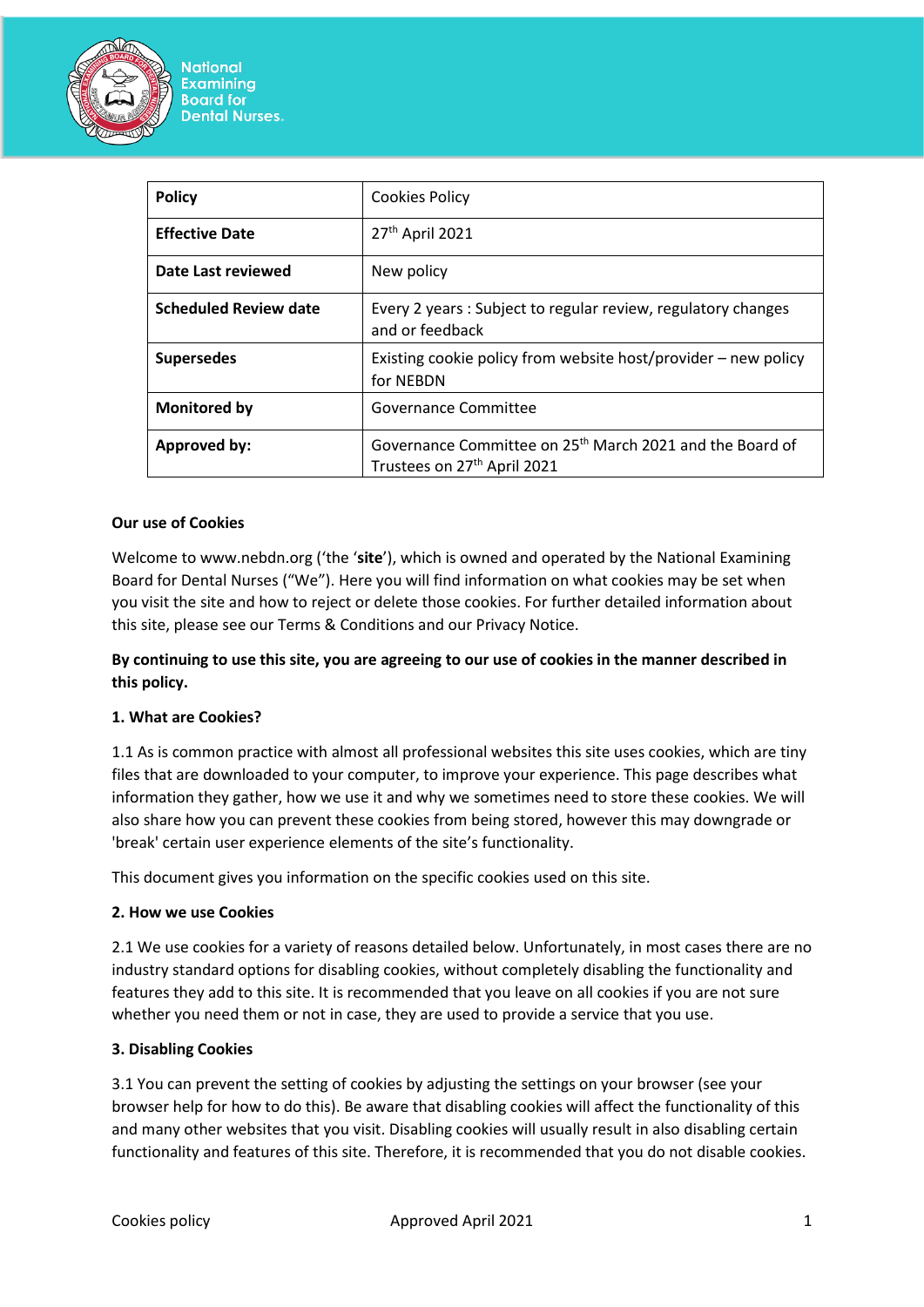National Examining Board for Dental Nurses.

| Policy | Cookies Policy |
|---|---|
| **Effective Date** | 27th April 2021 |
| **Date Last reviewed** | New policy |
| **Scheduled Review date** | Every 2 years : Subject to regular review, regulatory changes and or feedback |
| **Supersedes** | Existing cookie policy from website host/provider – new policy for NEBDN |
| **Monitored by** | Governance Committee |
| **Approved by:** | Governance Committee on 25th March 2021 and the Board of Trustees on 27th April 2021 |

**Our use of Cookies**

Welcome to www.nebdn.org ('the '**site**'), which is owned and operated by the National Examining Board for Dental Nurses ("We"). Here you will find information on what cookies may be set when you visit the site and how to reject or delete those cookies. For further detailed information about this site, please see our Terms & Conditions and our Privacy Notice.

**By continuing to use this site, you are agreeing to our use of cookies in the manner described in this policy.**

**1. What are Cookies?**

1.1 As is common practice with almost all professional websites this site uses cookies, which are tiny files that are downloaded to your computer, to improve your experience. This page describes what information they gather, how we use it and why we sometimes need to store these cookies. We will also share how you can prevent these cookies from being stored, however this may downgrade or 'break' certain user experience elements of the site's functionality.

This document gives you information on the specific cookies used on this site.

**2. How we use Cookies**

2.1 We use cookies for a variety of reasons detailed below. Unfortunately, in most cases there are no industry standard options for disabling cookies, without completely disabling the functionality and features they add to this site. It is recommended that you leave on all cookies if you are not sure whether you need them or not in case, they are used to provide a service that you use.

**3. Disabling Cookies**

3.1 You can prevent the setting of cookies by adjusting the settings on your browser (see your browser help for how to do this). Be aware that disabling cookies will affect the functionality of this and many other websites that you visit. Disabling cookies will usually result in also disabling certain functionality and features of this site. Therefore, it is recommended that you do not disable cookies.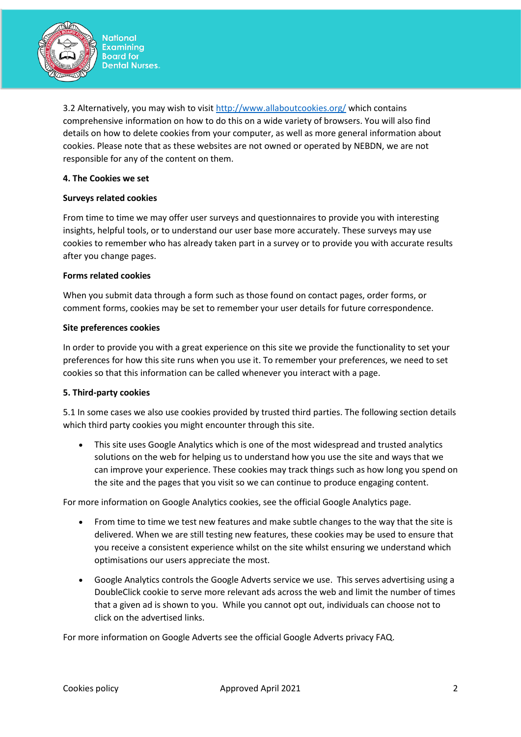3.2 Alternatively, you may wish to visit [http://www.allaboutcookies.org/](http://www.allaboutcookies.org/) which contains comprehensive information on how to do this on a wide variety of browsers. You will also find details on how to delete cookies from your computer, as well as more general information about cookies. Please note that as these websites are not owned or operated by NEBDN, we are not responsible for any of the content on them.

**4. The Cookies we set**

**Surveys related cookies**

From time to time we may offer user surveys and questionnaires to provide you with interesting insights, helpful tools, or to understand our user base more accurately. These surveys may use cookies to remember who has already taken part in a survey or to provide you with accurate results after you change pages.

**Forms related cookies**

When you submit data through a form such as those found on contact pages, order forms, or comment forms, cookies may be set to remember your user details for future correspondence.

**Site preferences cookies**

In order to provide you with a great experience on this site we provide the functionality to set your preferences for how this site runs when you use it. To remember your preferences, we need to set cookies so that this information can be called whenever you interact with a page.

**5. Third-party cookies**

5.1 In some cases we also use cookies provided by trusted third parties. The following section details which third party cookies you might encounter through this site.

- This site uses Google Analytics which is one of the most widespread and trusted analytics solutions on the web for helping us to understand how you use the site and ways that we can improve your experience. These cookies may track things such as how long you spend on the site and the pages that you visit so we can continue to produce engaging content.

For more information on Google Analytics cookies, see the official Google Analytics page.

- From time to time we test new features and make subtle changes to the way that the site is delivered. When we are still testing new features, these cookies may be used to ensure that you receive a consistent experience whilst on the site whilst ensuring we understand which optimisations our users appreciate the most.
- Google Analytics controls the Google Adverts service we use. This serves advertising using a DoubleClick cookie to serve more relevant ads across the web and limit the number of times that a given ad is shown to you. While you cannot opt out, individuals can choose not to click on the advertised links.

For more information on Google Adverts see the official Google Adverts privacy FAQ.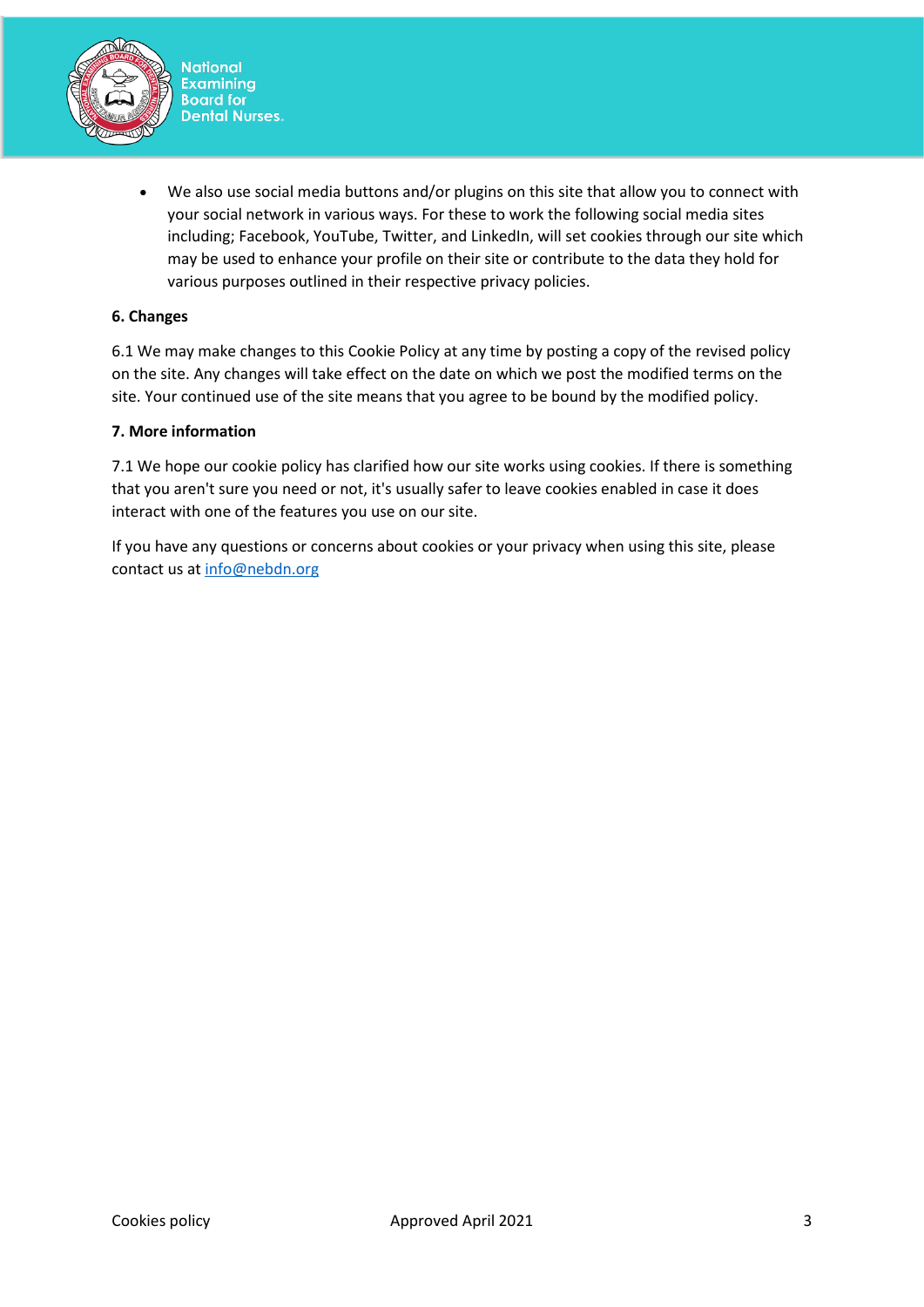- We also use social media buttons and/or plugins on this site that allow you to connect with your social network in various ways. For these to work the following social media sites including; Facebook, YouTube, Twitter, and LinkedIn, will set cookies through our site which may be used to enhance your profile on their site or contribute to the data they hold for various purposes outlined in their respective privacy policies.

**6. Changes**

6.1 We may make changes to this Cookie Policy at any time by posting a copy of the revised policy on the site. Any changes will take effect on the date on which we post the modified terms on the site. Your continued use of the site means that you agree to be bound by the modified policy.

**7. More information**

7.1 We hope our cookie policy has clarified how our site works using cookies. If there is something that you aren't sure you need or not, it's usually safer to leave cookies enabled in case it does interact with one of the features you use on our site.

If you have any questions or concerns about cookies or your privacy when using this site, please contact us at [info@nebdn.org](mailto:info@nebdn.org)